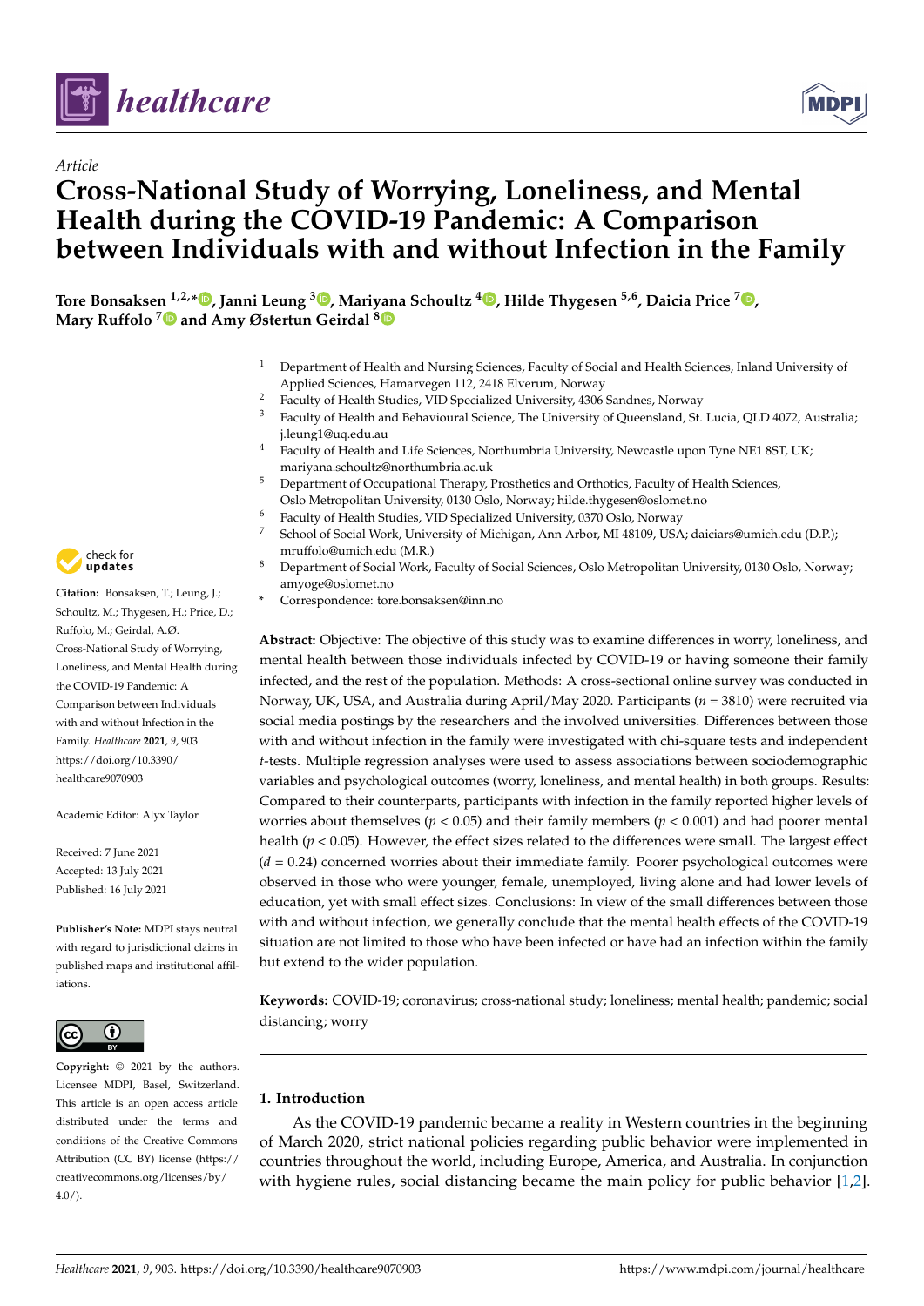*Article*

# Cross-National Study of Worrying, Loneliness, and Mental Health during the COVID-19 Pandemic: A Comparison between Individuals with and without Infection in the Family

**Tore Bonsaksen [1,2,*], Janni Leung [3], Mariyana Schoultz [4], Hilde Thygesen [5,6], Daicia Price [7], Mary Ruffolo [7] and Amy Østertun Geirdal [8]**

1. Department of Health and Nursing Sciences, Faculty of Social and Health Sciences, Inland University of Applied Sciences, Hamarvegen 112, 2418 Elverum, Norway
2. Faculty of Health Studies, VID Specialized University, 4306 Sandnes, Norway
3. Faculty of Health and Behavioural Science, The University of Queensland, St. Lucia, QLD 4072, Australia; j.leung1@uq.edu.au
4. Faculty of Health and Life Sciences, Northumbria University, Newcastle upon Tyne NE1 8ST, UK; mariyana.schoultz@northumbria.ac.uk
5. Department of Occupational Therapy, Prosthetics and Orthotics, Faculty of Health Sciences, Oslo Metropolitan University, 0130 Oslo, Norway; hilde.thygesen@oslomet.no
6. Faculty of Health Studies, VID Specialized University, 0370 Oslo, Norway
7. School of Social Work, University of Michigan, Ann Arbor, MI 48109, USA; daiciars@umich.edu (D.P.); mruffolo@umich.edu (M.R.)
8. Department of Social Work, Faculty of Social Sciences, Oslo Metropolitan University, 0130 Oslo, Norway; amyoge@oslomet.no

\* Correspondence: tore.bonsaksen@inn.no

**Citation:** Bonsaksen, T.; Leung, J.; Schoultz, M.; Thygesen, H.; Price, D.; Ruffolo, M.; Geirdal, A.Ø. Cross-National Study of Worrying, Loneliness, and Mental Health during the COVID-19 Pandemic: A Comparison between Individuals with and without Infection in the Family. *Healthcare* **2021**, *9*, 903. https://doi.org/10.3390/healthcare9070903

Academic Editor: Alyx Taylor

Received: 7 June 2021
Accepted: 13 July 2021
Published: 16 July 2021

**Publisher's Note:** MDPI stays neutral with regard to jurisdictional claims in published maps and institutional affiliations.

**Copyright:** © 2021 by the authors. Licensee MDPI, Basel, Switzerland. This article is an open access article distributed under the terms and conditions of the Creative Commons Attribution (CC BY) license (https://creativecommons.org/licenses/by/4.0/).

**Abstract:** Objective: The objective of this study was to examine differences in worry, loneliness, and mental health between those individuals infected by COVID-19 or having someone their family infected, and the rest of the population. Methods: A cross-sectional online survey was conducted in Norway, UK, USA, and Australia during April/May 2020. Participants ($n$ = 3810) were recruited via social media postings by the researchers and the involved universities. Differences between those with and without infection in the family were investigated with chi-square tests and independent $t$-tests. Multiple regression analyses were used to assess associations between sociodemographic variables and psychological outcomes (worry, loneliness, and mental health) in both groups. Results: Compared to their counterparts, participants with infection in the family reported higher levels of worries about themselves ($p < 0.05$) and their family members ($p < 0.001$) and had poorer mental health ($p < 0.05$). However, the effect sizes related to the differences were small. The largest effect ($d$ = 0.24) concerned worries about their immediate family. Poorer psychological outcomes were observed in those who were younger, female, unemployed, living alone and had lower levels of education, yet with small effect sizes. Conclusions: In view of the small differences between those with and without infection, we generally conclude that the mental health effects of the COVID-19 situation are not limited to those who have been infected or have had an infection within the family but extend to the wider population.

**Keywords:** COVID-19; coronavirus; cross-national study; loneliness; mental health; pandemic; social distancing; worry

## 1. Introduction

As the COVID-19 pandemic became a reality in Western countries in the beginning of March 2020, strict national policies regarding public behavior were implemented in countries throughout the world, including Europe, America, and Australia. In conjunction with hygiene rules, social distancing became the main policy for public behavior [1,2].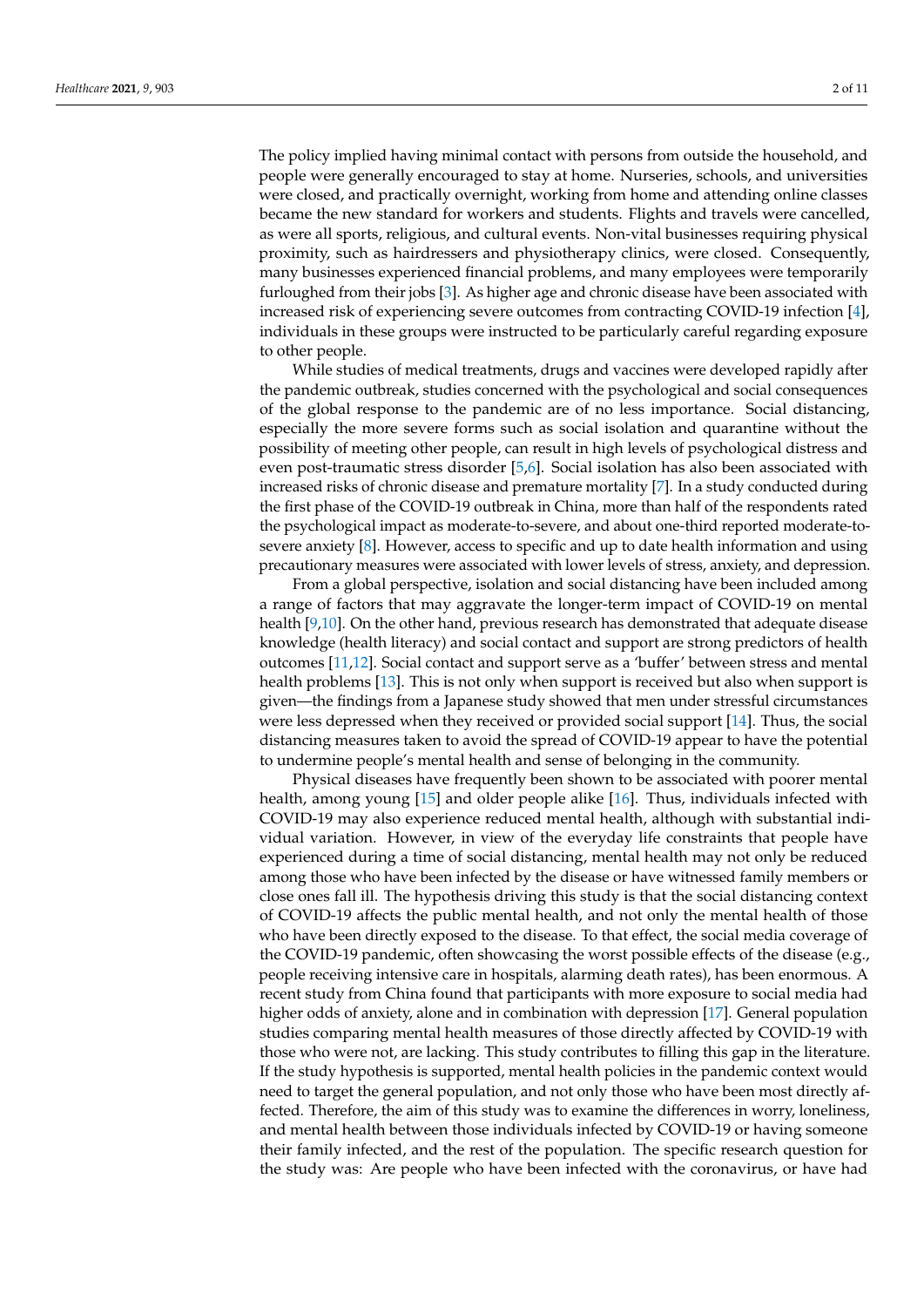The policy implied having minimal contact with persons from outside the household, and people were generally encouraged to stay at home. Nurseries, schools, and universities were closed, and practically overnight, working from home and attending online classes became the new standard for workers and students. Flights and travels were cancelled, as were all sports, religious, and cultural events. Non-vital businesses requiring physical proximity, such as hairdressers and physiotherapy clinics, were closed. Consequently, many businesses experienced financial problems, and many employees were temporarily furloughed from their jobs [3]. As higher age and chronic disease have been associated with increased risk of experiencing severe outcomes from contracting COVID-19 infection [4], individuals in these groups were instructed to be particularly careful regarding exposure to other people.

While studies of medical treatments, drugs and vaccines were developed rapidly after the pandemic outbreak, studies concerned with the psychological and social consequences of the global response to the pandemic are of no less importance. Social distancing, especially the more severe forms such as social isolation and quarantine without the possibility of meeting other people, can result in high levels of psychological distress and even post-traumatic stress disorder [5,6]. Social isolation has also been associated with increased risks of chronic disease and premature mortality [7]. In a study conducted during the first phase of the COVID-19 outbreak in China, more than half of the respondents rated the psychological impact as moderate-to-severe, and about one-third reported moderate-to-severe anxiety [8]. However, access to specific and up to date health information and using precautionary measures were associated with lower levels of stress, anxiety, and depression.

From a global perspective, isolation and social distancing have been included among a range of factors that may aggravate the longer-term impact of COVID-19 on mental health [9,10]. On the other hand, previous research has demonstrated that adequate disease knowledge (health literacy) and social contact and support are strong predictors of health outcomes [11,12]. Social contact and support serve as a 'buffer' between stress and mental health problems [13]. This is not only when support is received but also when support is given—the findings from a Japanese study showed that men under stressful circumstances were less depressed when they received or provided social support [14]. Thus, the social distancing measures taken to avoid the spread of COVID-19 appear to have the potential to undermine people's mental health and sense of belonging in the community.

Physical diseases have frequently been shown to be associated with poorer mental health, among young [15] and older people alike [16]. Thus, individuals infected with COVID-19 may also experience reduced mental health, although with substantial individual variation. However, in view of the everyday life constraints that people have experienced during a time of social distancing, mental health may not only be reduced among those who have been infected by the disease or have witnessed family members or close ones fall ill. The hypothesis driving this study is that the social distancing context of COVID-19 affects the public mental health, and not only the mental health of those who have been directly exposed to the disease. To that effect, the social media coverage of the COVID-19 pandemic, often showcasing the worst possible effects of the disease (e.g., people receiving intensive care in hospitals, alarming death rates), has been enormous. A recent study from China found that participants with more exposure to social media had higher odds of anxiety, alone and in combination with depression [17]. General population studies comparing mental health measures of those directly affected by COVID-19 with those who were not, are lacking. This study contributes to filling this gap in the literature. If the study hypothesis is supported, mental health policies in the pandemic context would need to target the general population, and not only those who have been most directly affected. Therefore, the aim of this study was to examine the differences in worry, loneliness, and mental health between those individuals infected by COVID-19 or having someone their family infected, and the rest of the population. The specific research question for the study was: Are people who have been infected with the coronavirus, or have had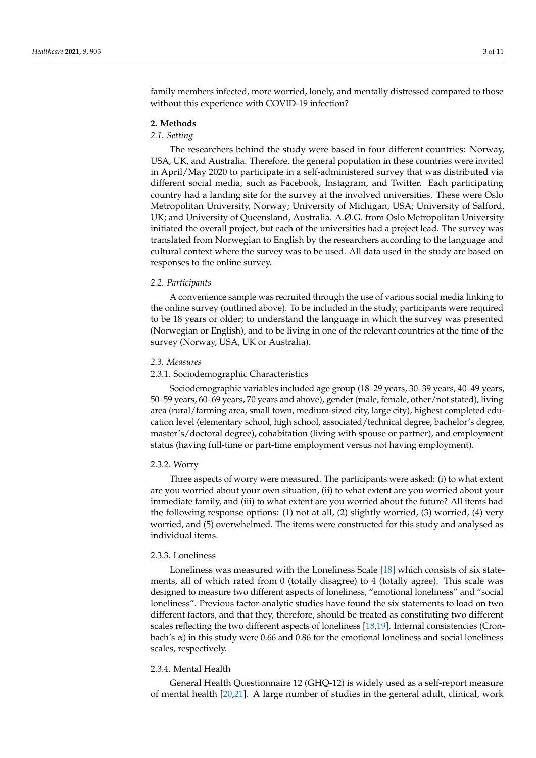family members infected, more worried, lonely, and mentally distressed compared to those without this experience with COVID-19 infection?

## 2. Methods

### *2.1. Setting*

The researchers behind the study were based in four different countries: Norway, USA, UK, and Australia. Therefore, the general population in these countries were invited in April/May 2020 to participate in a self-administered survey that was distributed via different social media, such as Facebook, Instagram, and Twitter. Each participating country had a landing site for the survey at the involved universities. These were Oslo Metropolitan University, Norway; University of Michigan, USA; University of Salford, UK; and University of Queensland, Australia. A.Ø.G. from Oslo Metropolitan University initiated the overall project, but each of the universities had a project lead. The survey was translated from Norwegian to English by the researchers according to the language and cultural context where the survey was to be used. All data used in the study are based on responses to the online survey.

### *2.2. Participants*

A convenience sample was recruited through the use of various social media linking to the online survey (outlined above). To be included in the study, participants were required to be 18 years or older; to understand the language in which the survey was presented (Norwegian or English), and to be living in one of the relevant countries at the time of the survey (Norway, USA, UK or Australia).

### *2.3. Measures*

#### 2.3.1. Sociodemographic Characteristics

Sociodemographic variables included age group (18–29 years, 30–39 years, 40–49 years, 50–59 years, 60–69 years, 70 years and above), gender (male, female, other/not stated), living area (rural/farming area, small town, medium-sized city, large city), highest completed education level (elementary school, high school, associated/technical degree, bachelor's degree, master's/doctoral degree), cohabitation (living with spouse or partner), and employment status (having full-time or part-time employment versus not having employment).

#### 2.3.2. Worry

Three aspects of worry were measured. The participants were asked: (i) to what extent are you worried about your own situation, (ii) to what extent are you worried about your immediate family, and (iii) to what extent are you worried about the future? All items had the following response options: (1) not at all, (2) slightly worried, (3) worried, (4) very worried, and (5) overwhelmed. The items were constructed for this study and analysed as individual items.

#### 2.3.3. Loneliness

Loneliness was measured with the Loneliness Scale [18] which consists of six statements, all of which rated from 0 (totally disagree) to 4 (totally agree). This scale was designed to measure two different aspects of loneliness, "emotional loneliness" and "social loneliness". Previous factor-analytic studies have found the six statements to load on two different factors, and that they, therefore, should be treated as constituting two different scales reflecting the two different aspects of loneliness [18,19]. Internal consistencies (Cronbach's $\alpha$) in this study were 0.66 and 0.86 for the emotional loneliness and social loneliness scales, respectively.

#### 2.3.4. Mental Health

General Health Questionnaire 12 (GHQ-12) is widely used as a self-report measure of mental health [20,21]. A large number of studies in the general adult, clinical, work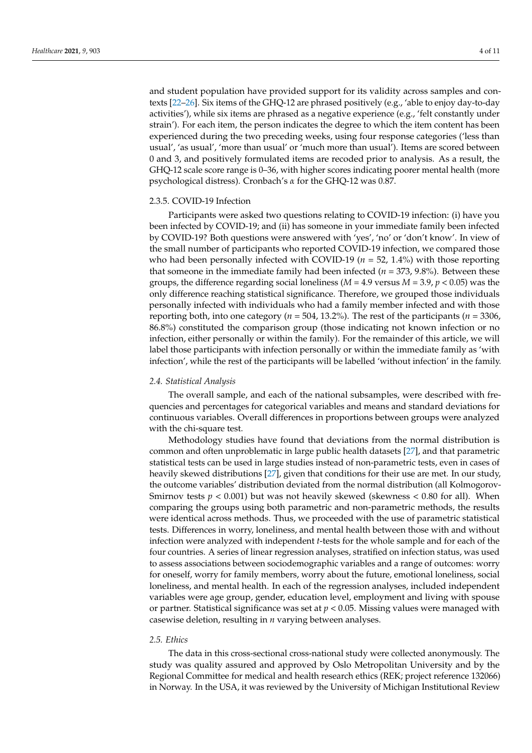and student population have provided support for its validity across samples and contexts [22–26]. Six items of the GHQ-12 are phrased positively (e.g., 'able to enjoy day-to-day activities'), while six items are phrased as a negative experience (e.g., 'felt constantly under strain'). For each item, the person indicates the degree to which the item content has been experienced during the two preceding weeks, using four response categories ('less than usual', 'as usual', 'more than usual' or 'much more than usual'). Items are scored between 0 and 3, and positively formulated items are recoded prior to analysis. As a result, the GHQ-12 scale score range is 0–36, with higher scores indicating poorer mental health (more psychological distress). Cronbach's $\alpha$ for the GHQ-12 was 0.87.

#### 2.3.5. COVID-19 Infection

Participants were asked two questions relating to COVID-19 infection: (i) have you been infected by COVID-19; and (ii) has someone in your immediate family been infected by COVID-19? Both questions were answered with 'yes', 'no' or 'don't know'. In view of the small number of participants who reported COVID-19 infection, we compared those who had been personally infected with COVID-19 ($n = 52$, 1.4%) with those reporting that someone in the immediate family had been infected ($n = 373$, 9.8%). Between these groups, the difference regarding social loneliness ($M = 4.9$ versus $M = 3.9$, $p < 0.05$) was the only difference reaching statistical significance. Therefore, we grouped those individuals personally infected with individuals who had a family member infected and with those reporting both, into one category ($n = 504$, 13.2%). The rest of the participants ($n = 3306$, 86.8%) constituted the comparison group (those indicating not known infection or no infection, either personally or within the family). For the remainder of this article, we will label those participants with infection personally or within the immediate family as 'with infection', while the rest of the participants will be labelled 'without infection' in the family.

### *2.4. Statistical Analysis*

The overall sample, and each of the national subsamples, were described with frequencies and percentages for categorical variables and means and standard deviations for continuous variables. Overall differences in proportions between groups were analyzed with the chi-square test.

Methodology studies have found that deviations from the normal distribution is common and often unproblematic in large public health datasets [27], and that parametric statistical tests can be used in large studies instead of non-parametric tests, even in cases of heavily skewed distributions [27], given that conditions for their use are met. In our study, the outcome variables' distribution deviated from the normal distribution (all Kolmogorov-Smirnov tests $p < 0.001$) but was not heavily skewed (skewness < 0.80 for all). When comparing the groups using both parametric and non-parametric methods, the results were identical across methods. Thus, we proceeded with the use of parametric statistical tests. Differences in worry, loneliness, and mental health between those with and without infection were analyzed with independent *t*-tests for the whole sample and for each of the four countries. A series of linear regression analyses, stratified on infection status, was used to assess associations between sociodemographic variables and a range of outcomes: worry for oneself, worry for family members, worry about the future, emotional loneliness, social loneliness, and mental health. In each of the regression analyses, included independent variables were age group, gender, education level, employment and living with spouse or partner. Statistical significance was set at $p < 0.05$. Missing values were managed with casewise deletion, resulting in $n$ varying between analyses.

### *2.5. Ethics*

The data in this cross-sectional cross-national study were collected anonymously. The study was quality assured and approved by Oslo Metropolitan University and by the Regional Committee for medical and health research ethics (REK; project reference 132066) in Norway. In the USA, it was reviewed by the University of Michigan Institutional Review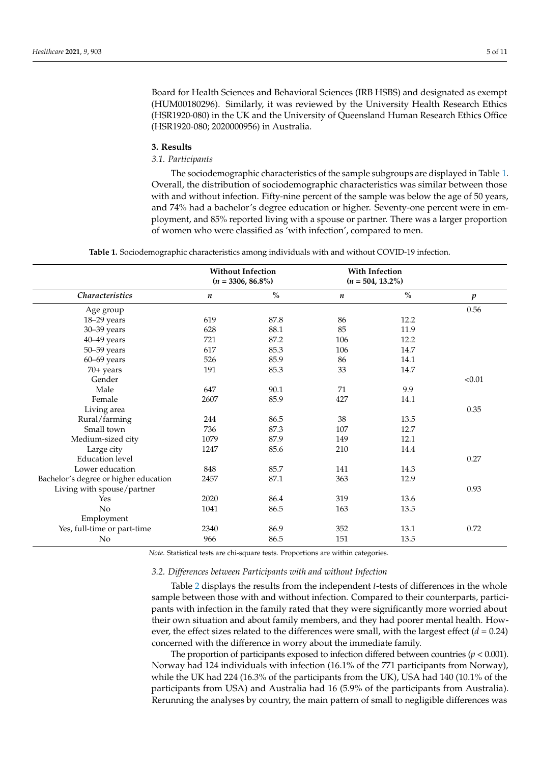Board for Health Sciences and Behavioral Sciences (IRB HSBS) and designated as exempt (HUM00180296). Similarly, it was reviewed by the University Health Research Ethics (HSR1920-080) in the UK and the University of Queensland Human Research Ethics Office (HSR1920-080; 2020000956) in Australia.

## 3. Results

### 3.1. Participants

The sociodemographic characteristics of the sample subgroups are displayed in Table 1. Overall, the distribution of sociodemographic characteristics was similar between those with and without infection. Fifty-nine percent of the sample was below the age of 50 years, and 74% had a bachelor's degree education or higher. Seventy-one percent were in employment, and 85% reported living with a spouse or partner. There was a larger proportion of women who were classified as 'with infection', compared to men.

**Table 1.** Sociodemographic characteristics among individuals with and without COVID-19 infection.

| | **Without Infection ($n$ = 3306, 86.8%)** | | **With Infection ($n$ = 504, 13.2%)** | | |
|---|---|---|---|---|---|
| ***Characteristics*** | $n$ | % | $n$ | % | $p$ |
| Age group | | | | | 0.56 |
| 18–29 years | 619 | 87.8 | 86 | 12.2 | |
| 30–39 years | 628 | 88.1 | 85 | 11.9 | |
| 40–49 years | 721 | 87.2 | 106 | 12.2 | |
| 50–59 years | 617 | 85.3 | 106 | 14.7 | |
| 60–69 years | 526 | 85.9 | 86 | 14.1 | |
| 70+ years | 191 | 85.3 | 33 | 14.7 | |
| Gender | | | | | <0.01 |
| Male | 647 | 90.1 | 71 | 9.9 | |
| Female | 2607 | 85.9 | 427 | 14.1 | |
| Living area | | | | | 0.35 |
| Rural/farming | 244 | 86.5 | 38 | 13.5 | |
| Small town | 736 | 87.3 | 107 | 12.7 | |
| Medium-sized city | 1079 | 87.9 | 149 | 12.1 | |
| Large city | 1247 | 85.6 | 210 | 14.4 | |
| Education level | | | | | 0.27 |
| Lower education | 848 | 85.7 | 141 | 14.3 | |
| Bachelor's degree or higher education | 2457 | 87.1 | 363 | 12.9 | |
| Living with spouse/partner | | | | | 0.93 |
| Yes | 2020 | 86.4 | 319 | 13.6 | |
| No | 1041 | 86.5 | 163 | 13.5 | |
| Employment | | | | | |
| Yes, full-time or part-time | 2340 | 86.9 | 352 | 13.1 | 0.72 |
| No | 966 | 86.5 | 151 | 13.5 | |

*Note.* Statistical tests are chi-square tests. Proportions are within categories.

### 3.2. Differences between Participants with and without Infection

Table 2 displays the results from the independent *t*-tests of differences in the whole sample between those with and without infection. Compared to their counterparts, participants with infection in the family rated that they were significantly more worried about their own situation and about family members, and they had poorer mental health. However, the effect sizes related to the differences were small, with the largest effect ($d = 0.24$) concerned with the difference in worry about the immediate family.

The proportion of participants exposed to infection differed between countries ($p < 0.001$). Norway had 124 individuals with infection (16.1% of the 771 participants from Norway), while the UK had 224 (16.3% of the participants from the UK), USA had 140 (10.1% of the participants from USA) and Australia had 16 (5.9% of the participants from Australia). Rerunning the analyses by country, the main pattern of small to negligible differences was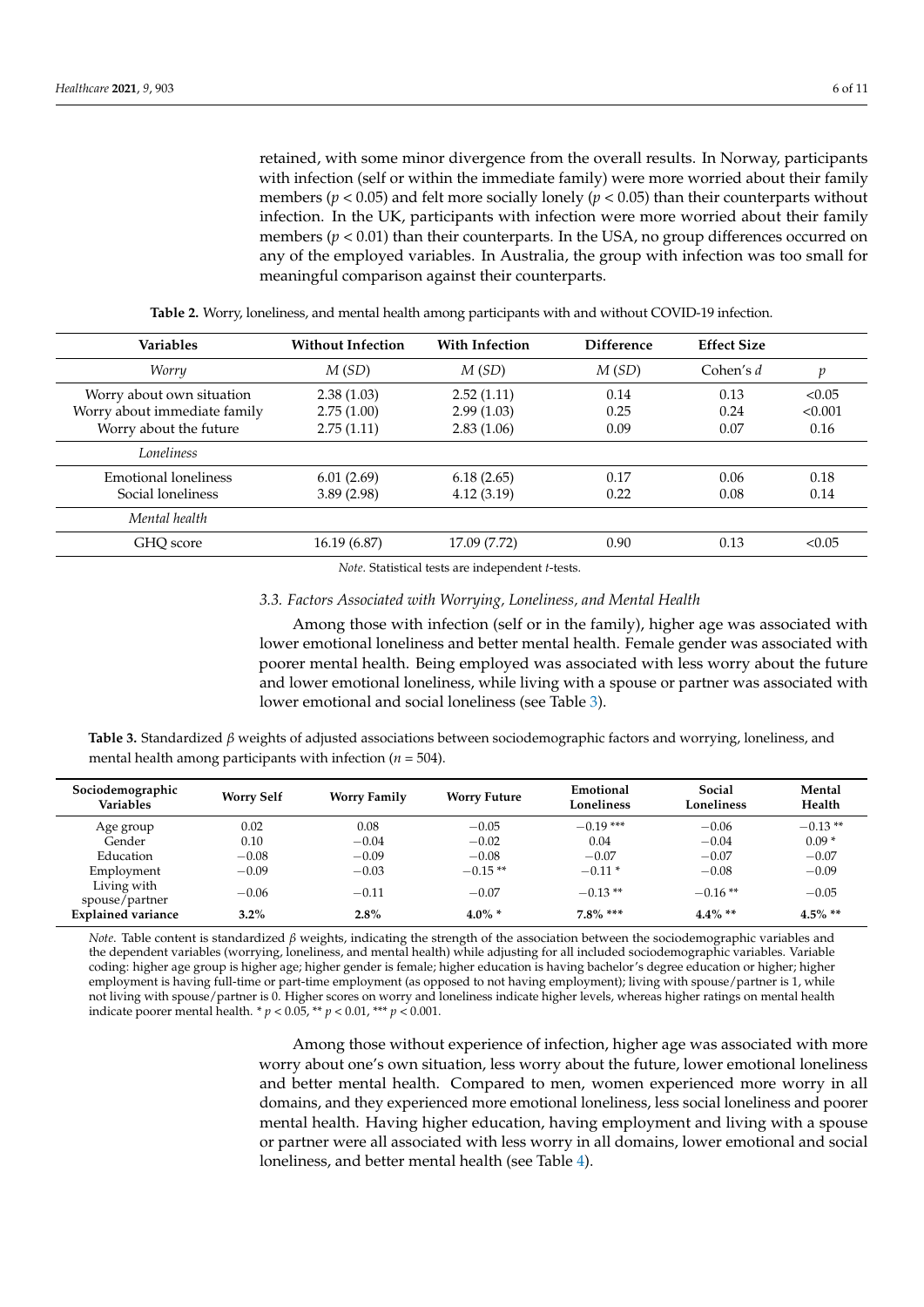retained, with some minor divergence from the overall results. In Norway, participants with infection (self or within the immediate family) were more worried about their family members ($p < 0.05$) and felt more socially lonely ($p < 0.05$) than their counterparts without infection. In the UK, participants with infection were more worried about their family members ($p < 0.01$) than their counterparts. In the USA, no group differences occurred on any of the employed variables. In Australia, the group with infection was too small for meaningful comparison against their counterparts.

**Table 2.** Worry, loneliness, and mental health among participants with and without COVID-19 infection.

| Variables | Without Infection | With Infection | Difference | Effect Size | |
|---|---|---|---|---|---|
| *Worry* | *M* (*SD*) | *M* (*SD*) | *M* (*SD*) | Cohen's *d* | *p* |
| Worry about own situation | 2.38 (1.03) | 2.52 (1.11) | 0.14 | 0.13 | <0.05 |
| Worry about immediate family | 2.75 (1.00) | 2.99 (1.03) | 0.25 | 0.24 | <0.001 |
| Worry about the future | 2.75 (1.11) | 2.83 (1.06) | 0.09 | 0.07 | 0.16 |
| *Loneliness* | | | | | |
| Emotional loneliness | 6.01 (2.69) | 6.18 (2.65) | 0.17 | 0.06 | 0.18 |
| Social loneliness | 3.89 (2.98) | 4.12 (3.19) | 0.22 | 0.08 | 0.14 |
| *Mental health* | | | | | |
| GHQ score | 16.19 (6.87) | 17.09 (7.72) | 0.90 | 0.13 | <0.05 |

*Note*. Statistical tests are independent *t*-tests.

### 3.3. Factors Associated with Worrying, Loneliness, and Mental Health

Among those with infection (self or in the family), higher age was associated with lower emotional loneliness and better mental health. Female gender was associated with poorer mental health. Being employed was associated with less worry about the future and lower emotional loneliness, while living with a spouse or partner was associated with lower emotional and social loneliness (see Table 3).

**Table 3.** Standardized $\beta$ weights of adjusted associations between sociodemographic factors and worrying, loneliness, and mental health among participants with infection ($n$ = 504).

| Sociodemographic Variables | Worry Self | Worry Family | Worry Future | Emotional Loneliness | Social Loneliness | Mental Health |
|---|---|---|---|---|---|---|
| Age group | 0.02 | 0.08 | −0.05 | −0.19 *** | −0.06 | −0.13 ** |
| Gender | 0.10 | −0.04 | −0.02 | 0.04 | −0.04 | 0.09 * |
| Education | −0.08 | −0.09 | −0.08 | −0.07 | −0.07 | −0.07 |
| Employment | −0.09 | −0.03 | −0.15 ** | −0.11 * | −0.08 | −0.09 |
| Living with spouse/partner | −0.06 | −0.11 | −0.07 | −0.13 ** | −0.16 ** | −0.05 |
| **Explained variance** | **3.2%** | **2.8%** | **4.0% *** | **7.8% ***** | **4.4% **** | **4.5% **** |

*Note*. Table content is standardized $\beta$ weights, indicating the strength of the association between the sociodemographic variables and the dependent variables (worrying, loneliness, and mental health) while adjusting for all included sociodemographic variables. Variable coding: higher age group is higher age; higher gender is female; higher education is having bachelor's degree education or higher; higher employment is having full-time or part-time employment (as opposed to not having employment); living with spouse/partner is 1, while not living with spouse/partner is 0. Higher scores on worry and loneliness indicate higher levels, whereas higher ratings on mental health indicate poorer mental health. * $p < 0.05$, ** $p < 0.01$, *** $p < 0.001$.

Among those without experience of infection, higher age was associated with more worry about one's own situation, less worry about the future, lower emotional loneliness and better mental health. Compared to men, women experienced more worry in all domains, and they experienced more emotional loneliness, less social loneliness and poorer mental health. Having higher education, having employment and living with a spouse or partner were all associated with less worry in all domains, lower emotional and social loneliness, and better mental health (see Table 4).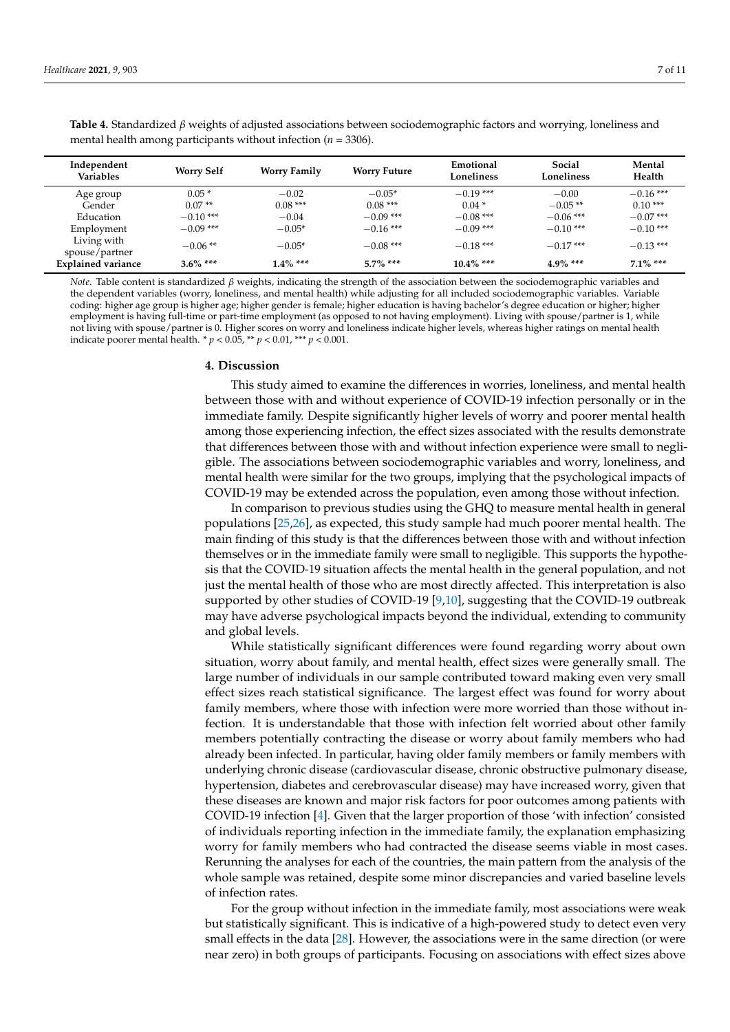**Table 4.** Standardized *β* weights of adjusted associations between sociodemographic factors and worrying, loneliness and mental health among participants without infection (*n* = 3306).

| Independent Variables | Worry Self | Worry Family | Worry Future | Emotional Loneliness | Social Loneliness | Mental Health |
|---|---|---|---|---|---|---|
| Age group | 0.05 * | −0.02 | −0.05* | −0.19 *** | −0.00 | −0.16 *** |
| Gender | 0.07 ** | 0.08 *** | 0.08 *** | 0.04 * | −0.05 ** | 0.10 *** |
| Education | −0.10 *** | −0.04 | −0.09 *** | −0.08 *** | −0.06 *** | −0.07 *** |
| Employment | −0.09 *** | −0.05* | −0.16 *** | −0.09 *** | −0.10 *** | −0.10 *** |
| Living with spouse/partner | −0.06 ** | −0.05* | −0.08 *** | −0.18 *** | −0.17 *** | −0.13 *** |
| **Explained variance** | **3.6% \*\*\*** | **1.4% \*\*\*** | **5.7% \*\*\*** | **10.4% \*\*\*** | **4.9% \*\*\*** | **7.1% \*\*\*** |

*Note*. Table content is standardized *β* weights, indicating the strength of the association between the sociodemographic variables and the dependent variables (worry, loneliness, and mental health) while adjusting for all included sociodemographic variables. Variable coding: higher age group is higher age; higher gender is female; higher education is having bachelor's degree education or higher; higher employment is having full-time or part-time employment (as opposed to not having employment). Living with spouse/partner is 1, while not living with spouse/partner is 0. Higher scores on worry and loneliness indicate higher levels, whereas higher ratings on mental health indicate poorer mental health. * $p < 0.05$, ** $p < 0.01$, *** $p < 0.001$.

## 4. Discussion

This study aimed to examine the differences in worries, loneliness, and mental health between those with and without experience of COVID-19 infection personally or in the immediate family. Despite significantly higher levels of worry and poorer mental health among those experiencing infection, the effect sizes associated with the results demonstrate that differences between those with and without infection experience were small to negligible. The associations between sociodemographic variables and worry, loneliness, and mental health were similar for the two groups, implying that the psychological impacts of COVID-19 may be extended across the population, even among those without infection.

In comparison to previous studies using the GHQ to measure mental health in general populations [25,26], as expected, this study sample had much poorer mental health. The main finding of this study is that the differences between those with and without infection themselves or in the immediate family were small to negligible. This supports the hypothesis that the COVID-19 situation affects the mental health in the general population, and not just the mental health of those who are most directly affected. This interpretation is also supported by other studies of COVID-19 [9,10], suggesting that the COVID-19 outbreak may have adverse psychological impacts beyond the individual, extending to community and global levels.

While statistically significant differences were found regarding worry about own situation, worry about family, and mental health, effect sizes were generally small. The large number of individuals in our sample contributed toward making even very small effect sizes reach statistical significance. The largest effect was found for worry about family members, where those with infection were more worried than those without infection. It is understandable that those with infection felt worried about other family members potentially contracting the disease or worry about family members who had already been infected. In particular, having older family members or family members with underlying chronic disease (cardiovascular disease, chronic obstructive pulmonary disease, hypertension, diabetes and cerebrovascular disease) may have increased worry, given that these diseases are known and major risk factors for poor outcomes among patients with COVID-19 infection [4]. Given that the larger proportion of those 'with infection' consisted of individuals reporting infection in the immediate family, the explanation emphasizing worry for family members who had contracted the disease seems viable in most cases. Rerunning the analyses for each of the countries, the main pattern from the analysis of the whole sample was retained, despite some minor discrepancies and varied baseline levels of infection rates.

For the group without infection in the immediate family, most associations were weak but statistically significant. This is indicative of a high-powered study to detect even very small effects in the data [28]. However, the associations were in the same direction (or were near zero) in both groups of participants. Focusing on associations with effect sizes above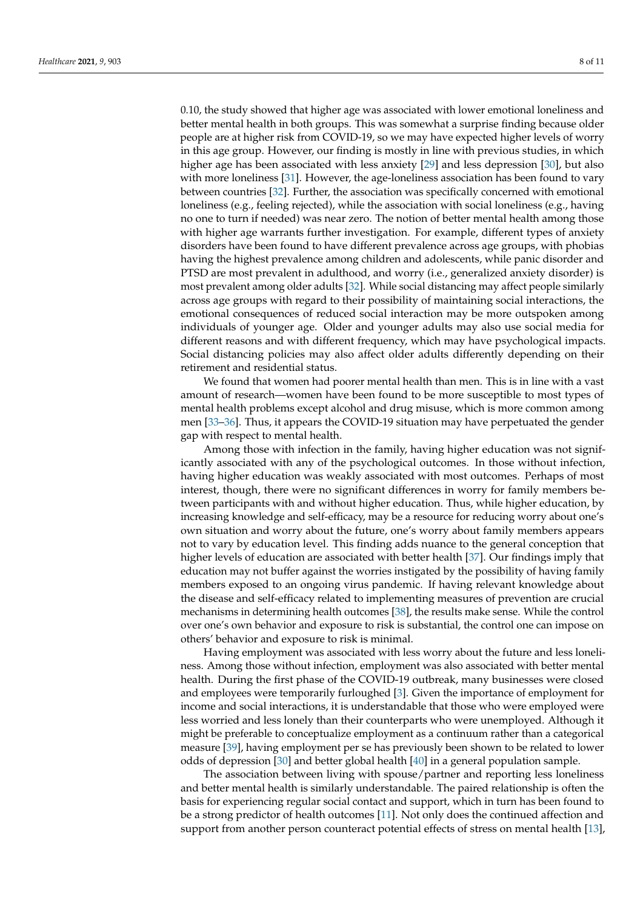0.10, the study showed that higher age was associated with lower emotional loneliness and better mental health in both groups. This was somewhat a surprise finding because older people are at higher risk from COVID-19, so we may have expected higher levels of worry in this age group. However, our finding is mostly in line with previous studies, in which higher age has been associated with less anxiety [29] and less depression [30], but also with more loneliness [31]. However, the age-loneliness association has been found to vary between countries [32]. Further, the association was specifically concerned with emotional loneliness (e.g., feeling rejected), while the association with social loneliness (e.g., having no one to turn if needed) was near zero. The notion of better mental health among those with higher age warrants further investigation. For example, different types of anxiety disorders have been found to have different prevalence across age groups, with phobias having the highest prevalence among children and adolescents, while panic disorder and PTSD are most prevalent in adulthood, and worry (i.e., generalized anxiety disorder) is most prevalent among older adults [32]. While social distancing may affect people similarly across age groups with regard to their possibility of maintaining social interactions, the emotional consequences of reduced social interaction may be more outspoken among individuals of younger age. Older and younger adults may also use social media for different reasons and with different frequency, which may have psychological impacts. Social distancing policies may also affect older adults differently depending on their retirement and residential status.

We found that women had poorer mental health than men. This is in line with a vast amount of research—women have been found to be more susceptible to most types of mental health problems except alcohol and drug misuse, which is more common among men [33–36]. Thus, it appears the COVID-19 situation may have perpetuated the gender gap with respect to mental health.

Among those with infection in the family, having higher education was not significantly associated with any of the psychological outcomes. In those without infection, having higher education was weakly associated with most outcomes. Perhaps of most interest, though, there were no significant differences in worry for family members between participants with and without higher education. Thus, while higher education, by increasing knowledge and self-efficacy, may be a resource for reducing worry about one's own situation and worry about the future, one's worry about family members appears not to vary by education level. This finding adds nuance to the general conception that higher levels of education are associated with better health [37]. Our findings imply that education may not buffer against the worries instigated by the possibility of having family members exposed to an ongoing virus pandemic. If having relevant knowledge about the disease and self-efficacy related to implementing measures of prevention are crucial mechanisms in determining health outcomes [38], the results make sense. While the control over one's own behavior and exposure to risk is substantial, the control one can impose on others' behavior and exposure to risk is minimal.

Having employment was associated with less worry about the future and less loneliness. Among those without infection, employment was also associated with better mental health. During the first phase of the COVID-19 outbreak, many businesses were closed and employees were temporarily furloughed [3]. Given the importance of employment for income and social interactions, it is understandable that those who were employed were less worried and less lonely than their counterparts who were unemployed. Although it might be preferable to conceptualize employment as a continuum rather than a categorical measure [39], having employment per se has previously been shown to be related to lower odds of depression [30] and better global health [40] in a general population sample.

The association between living with spouse/partner and reporting less loneliness and better mental health is similarly understandable. The paired relationship is often the basis for experiencing regular social contact and support, which in turn has been found to be a strong predictor of health outcomes [11]. Not only does the continued affection and support from another person counteract potential effects of stress on mental health [13],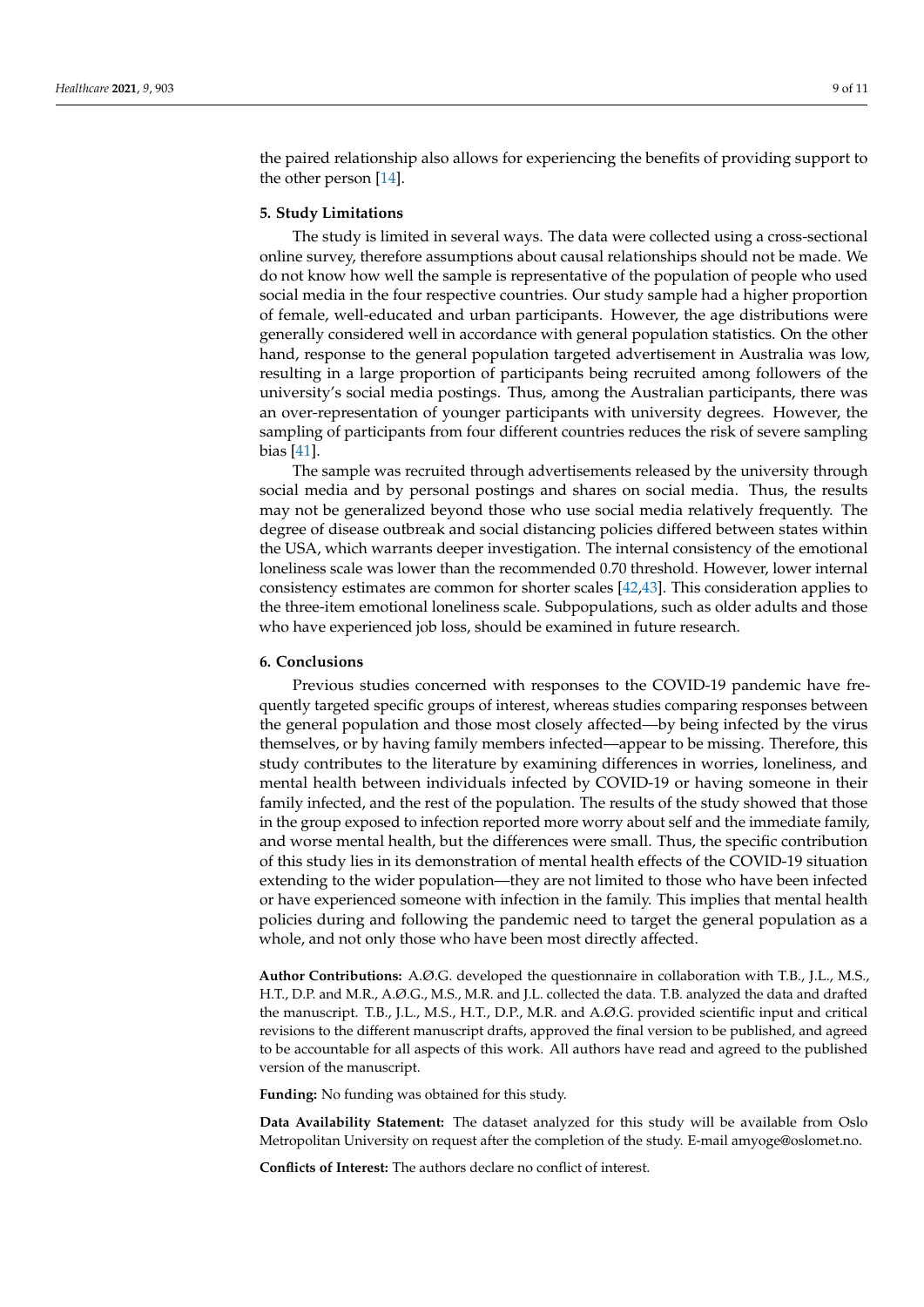the paired relationship also allows for experiencing the benefits of providing support to the other person [14].

## 5. Study Limitations

The study is limited in several ways. The data were collected using a cross-sectional online survey, therefore assumptions about causal relationships should not be made. We do not know how well the sample is representative of the population of people who used social media in the four respective countries. Our study sample had a higher proportion of female, well-educated and urban participants. However, the age distributions were generally considered well in accordance with general population statistics. On the other hand, response to the general population targeted advertisement in Australia was low, resulting in a large proportion of participants being recruited among followers of the university's social media postings. Thus, among the Australian participants, there was an over-representation of younger participants with university degrees. However, the sampling of participants from four different countries reduces the risk of severe sampling bias [41].

The sample was recruited through advertisements released by the university through social media and by personal postings and shares on social media. Thus, the results may not be generalized beyond those who use social media relatively frequently. The degree of disease outbreak and social distancing policies differed between states within the USA, which warrants deeper investigation. The internal consistency of the emotional loneliness scale was lower than the recommended 0.70 threshold. However, lower internal consistency estimates are common for shorter scales [42,43]. This consideration applies to the three-item emotional loneliness scale. Subpopulations, such as older adults and those who have experienced job loss, should be examined in future research.

## 6. Conclusions

Previous studies concerned with responses to the COVID-19 pandemic have frequently targeted specific groups of interest, whereas studies comparing responses between the general population and those most closely affected—by being infected by the virus themselves, or by having family members infected—appear to be missing. Therefore, this study contributes to the literature by examining differences in worries, loneliness, and mental health between individuals infected by COVID-19 or having someone in their family infected, and the rest of the population. The results of the study showed that those in the group exposed to infection reported more worry about self and the immediate family, and worse mental health, but the differences were small. Thus, the specific contribution of this study lies in its demonstration of mental health effects of the COVID-19 situation extending to the wider population—they are not limited to those who have been infected or have experienced someone with infection in the family. This implies that mental health policies during and following the pandemic need to target the general population as a whole, and not only those who have been most directly affected.

**Author Contributions:** A.Ø.G. developed the questionnaire in collaboration with T.B., J.L., M.S., H.T., D.P. and M.R., A.Ø.G., M.S., M.R. and J.L. collected the data. T.B. analyzed the data and drafted the manuscript. T.B., J.L., M.S., H.T., D.P., M.R. and A.Ø.G. provided scientific input and critical revisions to the different manuscript drafts, approved the final version to be published, and agreed to be accountable for all aspects of this work. All authors have read and agreed to the published version of the manuscript.

**Funding:** No funding was obtained for this study.

**Data Availability Statement:** The dataset analyzed for this study will be available from Oslo Metropolitan University on request after the completion of the study. E-mail amyoge@oslomet.no.

**Conflicts of Interest:** The authors declare no conflict of interest.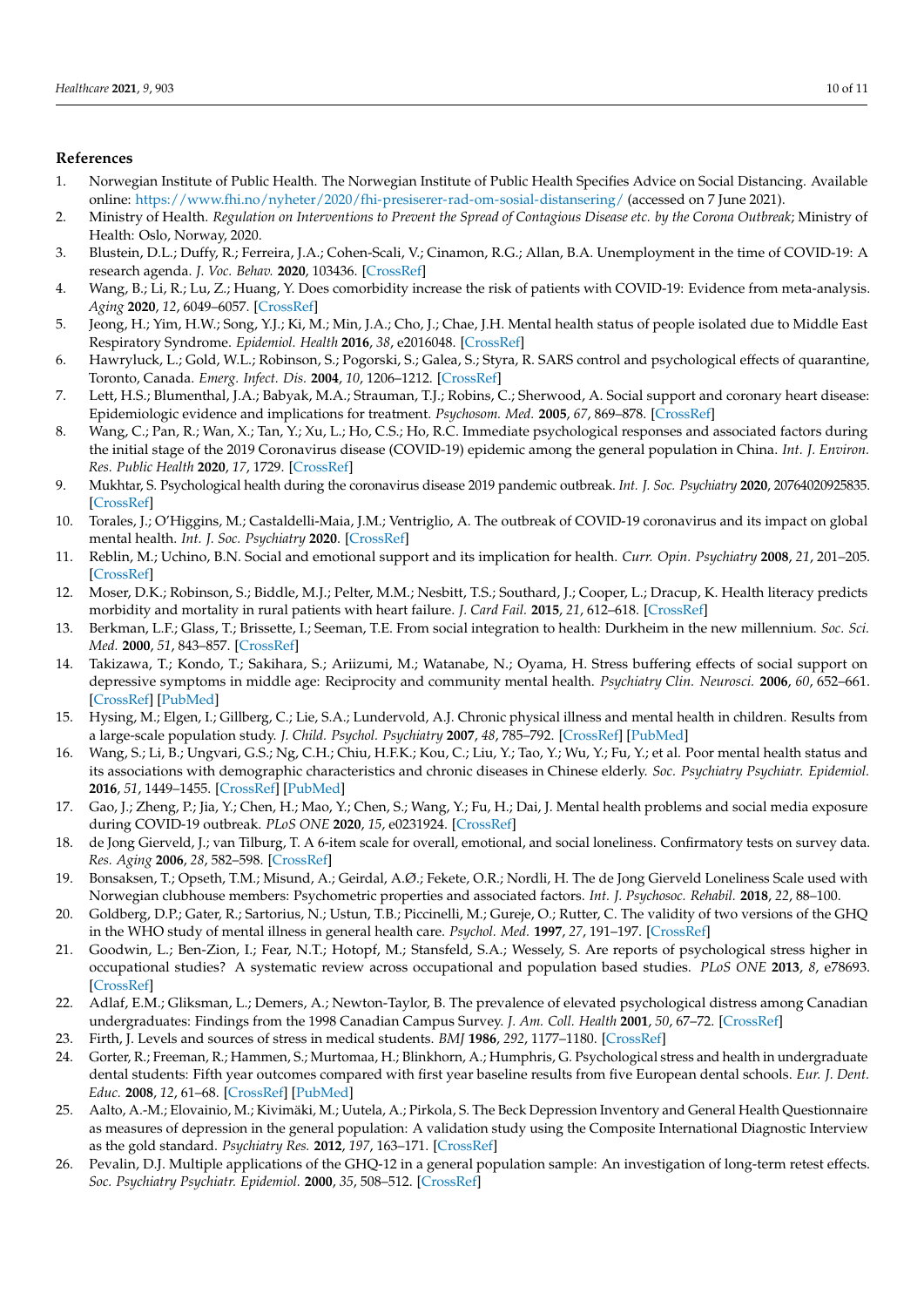## References

1. Norwegian Institute of Public Health. The Norwegian Institute of Public Health Specifies Advice on Social Distancing. Available online: https://www.fhi.no/nyheter/2020/fhi-presiserer-rad-om-sosial-distansering/ (accessed on 7 June 2021).
2. Ministry of Health. *Regulation on Interventions to Prevent the Spread of Contagious Disease etc. by the Corona Outbreak*; Ministry of Health: Oslo, Norway, 2020.
3. Blustein, D.L.; Duffy, R.; Ferreira, J.A.; Cohen-Scali, V.; Cinamon, R.G.; Allan, B.A. Unemployment in the time of COVID-19: A research agenda. *J. Voc. Behav.* **2020**, 103436. [CrossRef]
4. Wang, B.; Li, R.; Lu, Z.; Huang, Y. Does comorbidity increase the risk of patients with COVID-19: Evidence from meta-analysis. *Aging* **2020**, *12*, 6049–6057. [CrossRef]
5. Jeong, H.; Yim, H.W.; Song, Y.J.; Ki, M.; Min, J.A.; Cho, J.; Chae, J.H. Mental health status of people isolated due to Middle East Respiratory Syndrome. *Epidemiol. Health* **2016**, *38*, e2016048. [CrossRef]
6. Hawryluck, L.; Gold, W.L.; Robinson, S.; Pogorski, S.; Galea, S.; Styra, R. SARS control and psychological effects of quarantine, Toronto, Canada. *Emerg. Infect. Dis.* **2004**, *10*, 1206–1212. [CrossRef]
7. Lett, H.S.; Blumenthal, J.A.; Babyak, M.A.; Strauman, T.J.; Robins, C.; Sherwood, A. Social support and coronary heart disease: Epidemiologic evidence and implications for treatment. *Psychosom. Med.* **2005**, *67*, 869–878. [CrossRef]
8. Wang, C.; Pan, R.; Wan, X.; Tan, Y.; Xu, L.; Ho, C.S.; Ho, R.C. Immediate psychological responses and associated factors during the initial stage of the 2019 Coronavirus disease (COVID-19) epidemic among the general population in China. *Int. J. Environ. Res. Public Health* **2020**, *17*, 1729. [CrossRef]
9. Mukhtar, S. Psychological health during the coronavirus disease 2019 pandemic outbreak. *Int. J. Soc. Psychiatry* **2020**, 20764020925835. [CrossRef]
10. Torales, J.; O'Higgins, M.; Castaldelli-Maia, J.M.; Ventriglio, A. The outbreak of COVID-19 coronavirus and its impact on global mental health. *Int. J. Soc. Psychiatry* **2020**. [CrossRef]
11. Reblin, M.; Uchino, B.N. Social and emotional support and its implication for health. *Curr. Opin. Psychiatry* **2008**, *21*, 201–205. [CrossRef]
12. Moser, D.K.; Robinson, S.; Biddle, M.J.; Pelter, M.M.; Nesbitt, T.S.; Southard, J.; Cooper, L.; Dracup, K. Health literacy predicts morbidity and mortality in rural patients with heart failure. *J. Card Fail.* **2015**, *21*, 612–618. [CrossRef]
13. Berkman, L.F.; Glass, T.; Brissette, I.; Seeman, T.E. From social integration to health: Durkheim in the new millennium. *Soc. Sci. Med.* **2000**, *51*, 843–857. [CrossRef]
14. Takizawa, T.; Kondo, T.; Sakihara, S.; Ariizumi, M.; Watanabe, N.; Oyama, H. Stress buffering effects of social support on depressive symptoms in middle age: Reciprocity and community mental health. *Psychiatry Clin. Neurosci.* **2006**, *60*, 652–661. [CrossRef] [PubMed]
15. Hysing, M.; Elgen, I.; Gillberg, C.; Lie, S.A.; Lundervold, A.J. Chronic physical illness and mental health in children. Results from a large-scale population study. *J. Child. Psychol. Psychiatry* **2007**, *48*, 785–792. [CrossRef] [PubMed]
16. Wang, S.; Li, B.; Ungvari, G.S.; Ng, C.H.; Chiu, H.F.K.; Kou, C.; Liu, Y.; Tao, Y.; Wu, Y.; Fu, Y.; et al. Poor mental health status and its associations with demographic characteristics and chronic diseases in Chinese elderly. *Soc. Psychiatry Psychiatr. Epidemiol.* **2016**, *51*, 1449–1455. [CrossRef] [PubMed]
17. Gao, J.; Zheng, P.; Jia, Y.; Chen, H.; Mao, Y.; Chen, S.; Wang, Y.; Fu, H.; Dai, J. Mental health problems and social media exposure during COVID-19 outbreak. *PLoS ONE* **2020**, *15*, e0231924. [CrossRef]
18. de Jong Gierveld, J.; van Tilburg, T. A 6-item scale for overall, emotional, and social loneliness. Confirmatory tests on survey data. *Res. Aging* **2006**, *28*, 582–598. [CrossRef]
19. Bonsaksen, T.; Opseth, T.M.; Misund, A.; Geirdal, A.Ø.; Fekete, O.R.; Nordli, H. The de Jong Gierveld Loneliness Scale used with Norwegian clubhouse members: Psychometric properties and associated factors. *Int. J. Psychosoc. Rehabil.* **2018**, *22*, 88–100.
20. Goldberg, D.P.; Gater, R.; Sartorius, N.; Ustun, T.B.; Piccinelli, M.; Gureje, O.; Rutter, C. The validity of two versions of the GHQ in the WHO study of mental illness in general health care. *Psychol. Med.* **1997**, *27*, 191–197. [CrossRef]
21. Goodwin, L.; Ben-Zion, I.; Fear, N.T.; Hotopf, M.; Stansfeld, S.A.; Wessely, S. Are reports of psychological stress higher in occupational studies? A systematic review across occupational and population based studies. *PLoS ONE* **2013**, *8*, e78693. [CrossRef]
22. Adlaf, E.M.; Gliksman, L.; Demers, A.; Newton-Taylor, B. The prevalence of elevated psychological distress among Canadian undergraduates: Findings from the 1998 Canadian Campus Survey. *J. Am. Coll. Health* **2001**, *50*, 67–72. [CrossRef]
23. Firth, J. Levels and sources of stress in medical students. *BMJ* **1986**, *292*, 1177–1180. [CrossRef]
24. Gorter, R.; Freeman, R.; Hammen, S.; Murtomaa, H.; Blinkhorn, A.; Humphris, G. Psychological stress and health in undergraduate dental students: Fifth year outcomes compared with first year baseline results from five European dental schools. *Eur. J. Dent. Educ.* **2008**, *12*, 61–68. [CrossRef] [PubMed]
25. Aalto, A.-M.; Elovainio, M.; Kivimäki, M.; Uutela, A.; Pirkola, S. The Beck Depression Inventory and General Health Questionnaire as measures of depression in the general population: A validation study using the Composite International Diagnostic Interview as the gold standard. *Psychiatry Res.* **2012**, *197*, 163–171. [CrossRef]
26. Pevalin, D.J. Multiple applications of the GHQ-12 in a general population sample: An investigation of long-term retest effects. *Soc. Psychiatry Psychiatr. Epidemiol.* **2000**, *35*, 508–512. [CrossRef]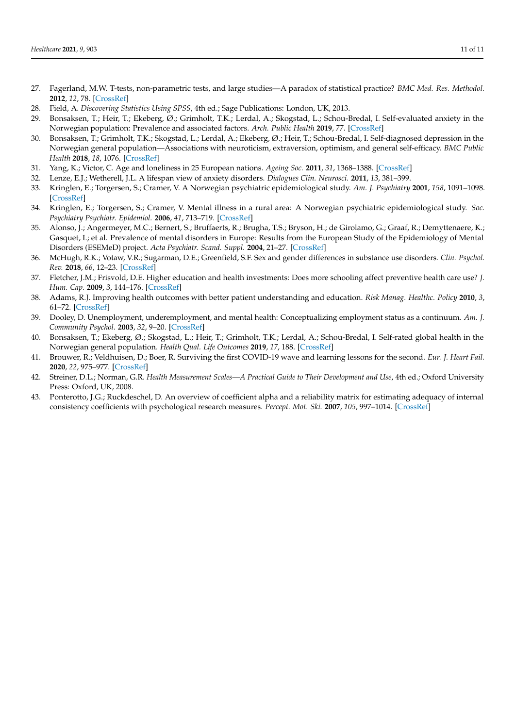27. Fagerland, M.W. T-tests, non-parametric tests, and large studies—A paradox of statistical practice? *BMC Med. Res. Methodol.* **2012**, *12*, 78. [CrossRef]
28. Field, A. *Discovering Statistics Using SPSS*, 4th ed.; Sage Publications: London, UK, 2013.
29. Bonsaksen, T.; Heir, T.; Ekeberg, Ø.; Grimholt, T.K.; Lerdal, A.; Skogstad, L.; Schou-Bredal, I. Self-evaluated anxiety in the Norwegian population: Prevalence and associated factors. *Arch. Public Health* **2019**, *77*. [CrossRef]
30. Bonsaksen, T.; Grimholt, T.K.; Skogstad, L.; Lerdal, A.; Ekeberg, Ø.; Heir, T.; Schou-Bredal, I. Self-diagnosed depression in the Norwegian general population—Associations with neuroticism, extraversion, optimism, and general self-efficacy. *BMC Public Health* **2018**, *18*, 1076. [CrossRef]
31. Yang, K.; Victor, C. Age and loneliness in 25 European nations. *Ageing Soc.* **2011**, *31*, 1368–1388. [CrossRef]
32. Lenze, E.J.; Wetherell, J.L. A lifespan view of anxiety disorders. *Dialogues Clin. Neurosci.* **2011**, *13*, 381–399.
33. Kringlen, E.; Torgersen, S.; Cramer, V. A Norwegian psychiatric epidemiological study. *Am. J. Psychiatry* **2001**, *158*, 1091–1098. [CrossRef]
34. Kringlen, E.; Torgersen, S.; Cramer, V. Mental illness in a rural area: A Norwegian psychiatric epidemiological study. *Soc. Psychiatry Psychiatr. Epidemiol.* **2006**, *41*, 713–719. [CrossRef]
35. Alonso, J.; Angermeyer, M.C.; Bernert, S.; Bruffaerts, R.; Brugha, T.S.; Bryson, H.; de Girolamo, G.; Graaf, R.; Demyttenaere, K.; Gasquet, I.; et al. Prevalence of mental disorders in Europe: Results from the European Study of the Epidemiology of Mental Disorders (ESEMeD) project. *Acta Psychiatr. Scand. Suppl.* **2004**, 21–27. [CrossRef]
36. McHugh, R.K.; Votaw, V.R.; Sugarman, D.E.; Greenfield, S.F. Sex and gender differences in substance use disorders. *Clin. Psychol. Rev.* **2018**, *66*, 12–23. [CrossRef]
37. Fletcher, J.M.; Frisvold, D.E. Higher education and health investments: Does more schooling affect preventive health care use? *J. Hum. Cap.* **2009**, *3*, 144–176. [CrossRef]
38. Adams, R.J. Improving health outcomes with better patient understanding and education. *Risk Manag. Healthc. Policy* **2010**, *3*, 61–72. [CrossRef]
39. Dooley, D. Unemployment, underemployment, and mental health: Conceptualizing employment status as a continuum. *Am. J. Community Psychol.* **2003**, *32*, 9–20. [CrossRef]
40. Bonsaksen, T.; Ekeberg, Ø.; Skogstad, L.; Heir, T.; Grimholt, T.K.; Lerdal, A.; Schou-Bredal, I. Self-rated global health in the Norwegian general population. *Health Qual. Life Outcomes* **2019**, *17*, 188. [CrossRef]
41. Brouwer, R.; Veldhuisen, D.; Boer, R. Surviving the first COVID-19 wave and learning lessons for the second. *Eur. J. Heart Fail.* **2020**, *22*, 975–977. [CrossRef]
42. Streiner, D.L.; Norman, G.R. *Health Measurement Scales—A Practical Guide to Their Development and Use*, 4th ed.; Oxford University Press: Oxford, UK, 2008.
43. Ponterotto, J.G.; Ruckdeschel, D. An overview of coefficient alpha and a reliability matrix for estimating adequacy of internal consistency coefficients with psychological research measures. *Percept. Mot. Ski.* **2007**, *105*, 997–1014. [CrossRef]